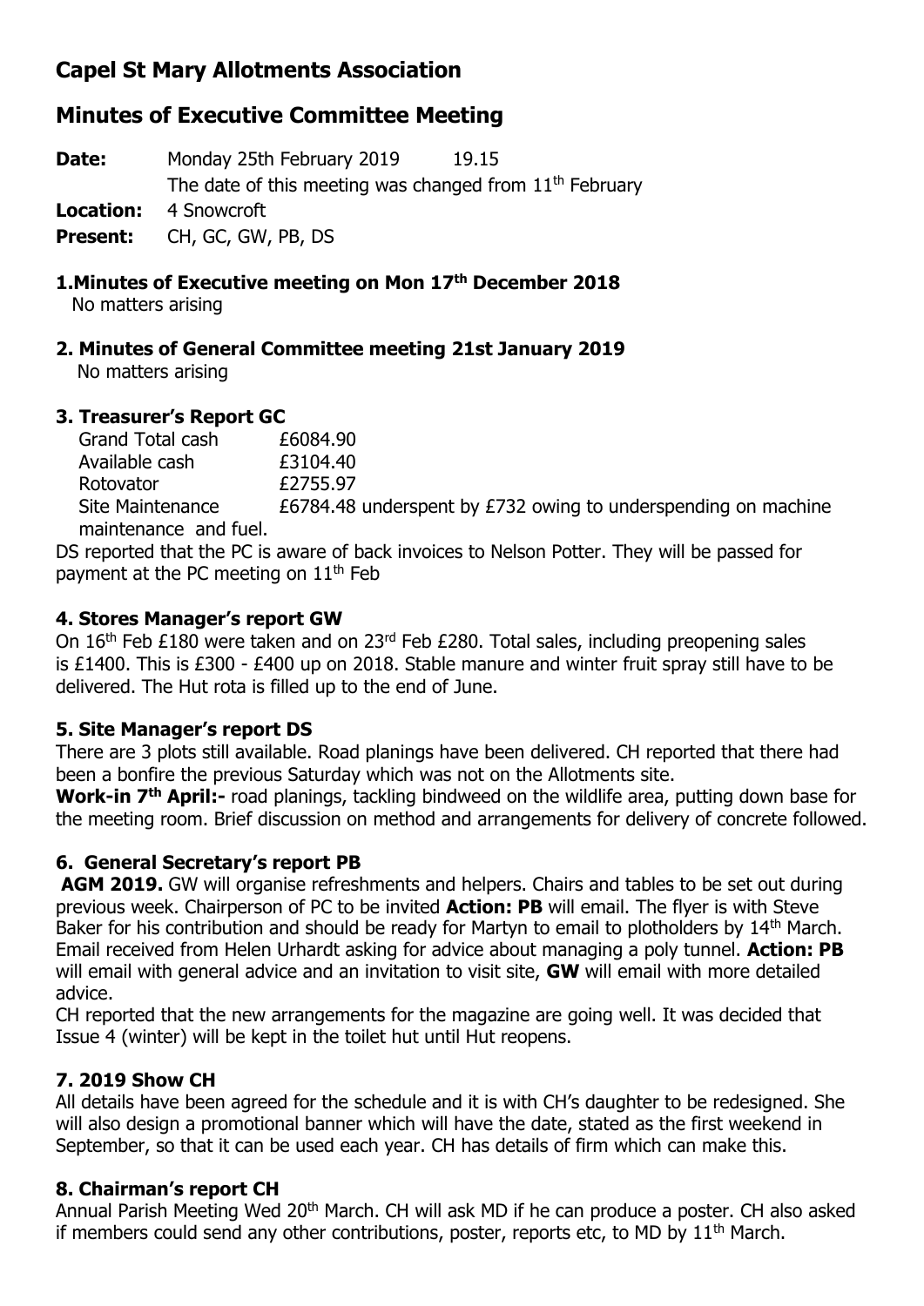# Capel St Mary Allotments Association

## Minutes of Executive Committee Meeting

**Date:** Monday 25th February 2019 19.15
The date of this meeting was changed from 11th February
**Location:** 4 Snowcroft
**Present:** CH, GC, GW, PB, DS

### 1.Minutes of Executive meeting on Mon 17th December 2018

No matters arising

### 2. Minutes of General Committee meeting 21st January 2019

No matters arising

### 3. Treasurer's Report GC

| | |
|---|---|
| Grand Total cash | £6084.90 |
| Available cash | £3104.40 |
| Rotovator | £2755.97 |
| Site Maintenance | £6784.48 underspent by £732 owing to underspending on machine maintenance and fuel. |

DS reported that the PC is aware of back invoices to Nelson Potter. They will be passed for payment at the PC meeting on 11th Feb

### 4. Stores Manager's report GW

On 16th Feb £180 were taken and on 23rd Feb £280. Total sales, including preopening sales is £1400. This is £300 - £400 up on 2018. Stable manure and winter fruit spray still have to be delivered. The Hut rota is filled up to the end of June.

### 5. Site Manager's report DS

There are 3 plots still available. Road planings have been delivered. CH reported that there had been a bonfire the previous Saturday which was not on the Allotments site.

**Work-in 7th April:-** road planings, tackling bindweed on the wildlife area, putting down base for the meeting room. Brief discussion on method and arrangements for delivery of concrete followed.

### 6. General Secretary's report PB

**AGM 2019.** GW will organise refreshments and helpers. Chairs and tables to be set out during previous week. Chairperson of PC to be invited **Action: PB** will email. The flyer is with Steve Baker for his contribution and should be ready for Martyn to email to plotholders by 14th March.

Email received from Helen Urhardt asking for advice about managing a poly tunnel. **Action: PB** will email with general advice and an invitation to visit site, **GW** will email with more detailed advice.

CH reported that the new arrangements for the magazine are going well. It was decided that Issue 4 (winter) will be kept in the toilet hut until Hut reopens.

### 7. 2019 Show CH

All details have been agreed for the schedule and it is with CH's daughter to be redesigned. She will also design a promotional banner which will have the date, stated as the first weekend in September, so that it can be used each year. CH has details of firm which can make this.

### 8. Chairman's report CH

Annual Parish Meeting Wed 20th March. CH will ask MD if he can produce a poster. CH also asked if members could send any other contributions, poster, reports etc, to MD by 11th March.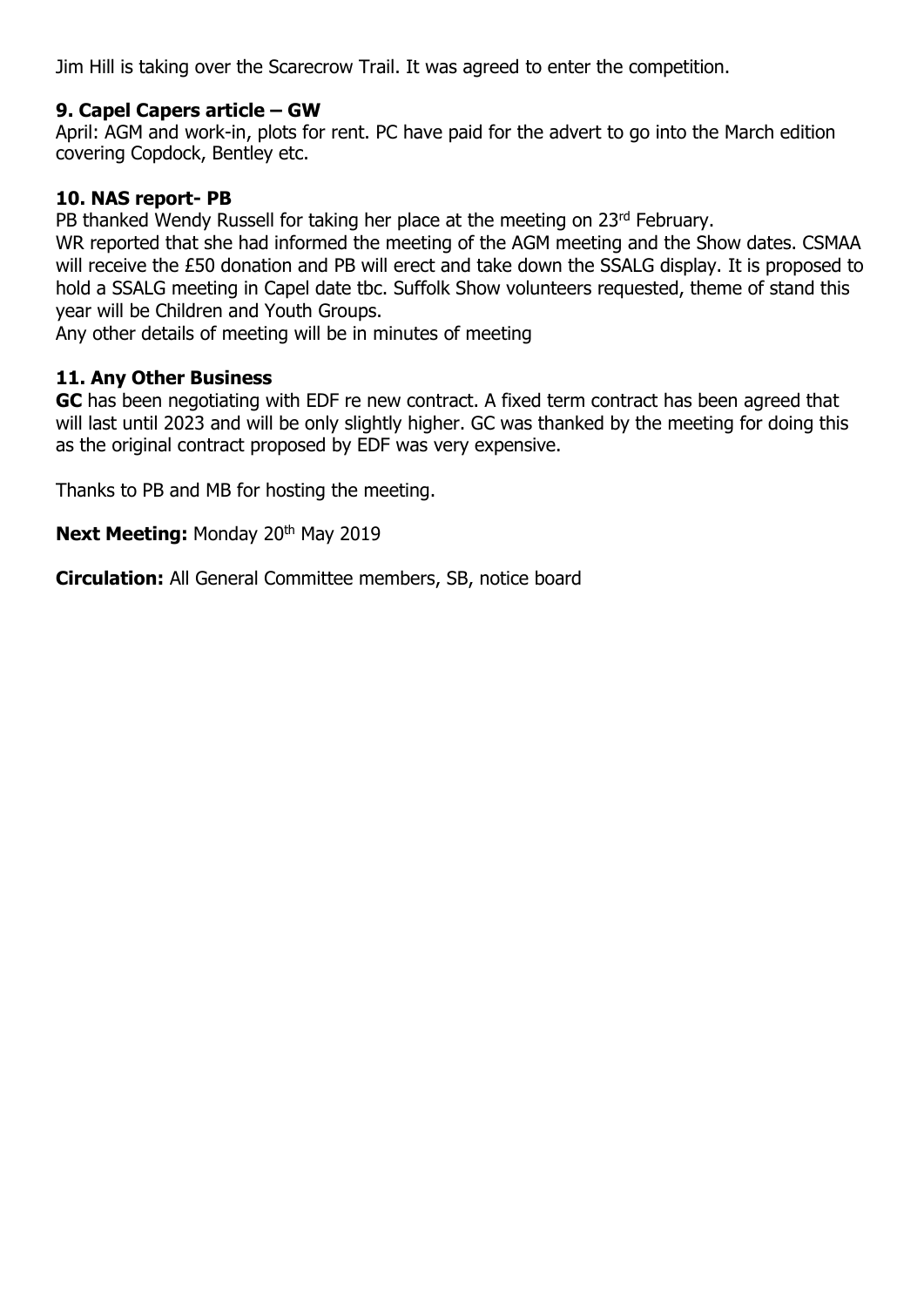Jim Hill is taking over the Scarecrow Trail. It was agreed to enter the competition.

### 9. Capel Capers article – GW

April: AGM and work-in, plots for rent. PC have paid for the advert to go into the March edition covering Copdock, Bentley etc.

### 10. NAS report- PB

PB thanked Wendy Russell for taking her place at the meeting on 23rd February.
WR reported that she had informed the meeting of the AGM meeting and the Show dates. CSMAA will receive the £50 donation and PB will erect and take down the SSALG display. It is proposed to hold a SSALG meeting in Capel date tbc. Suffolk Show volunteers requested, theme of stand this year will be Children and Youth Groups.
Any other details of meeting will be in minutes of meeting

### 11. Any Other Business

**GC** has been negotiating with EDF re new contract. A fixed term contract has been agreed that will last until 2023 and will be only slightly higher. GC was thanked by the meeting for doing this as the original contract proposed by EDF was very expensive.

Thanks to PB and MB for hosting the meeting.

**Next Meeting:** Monday 20th May 2019

**Circulation:** All General Committee members, SB, notice board